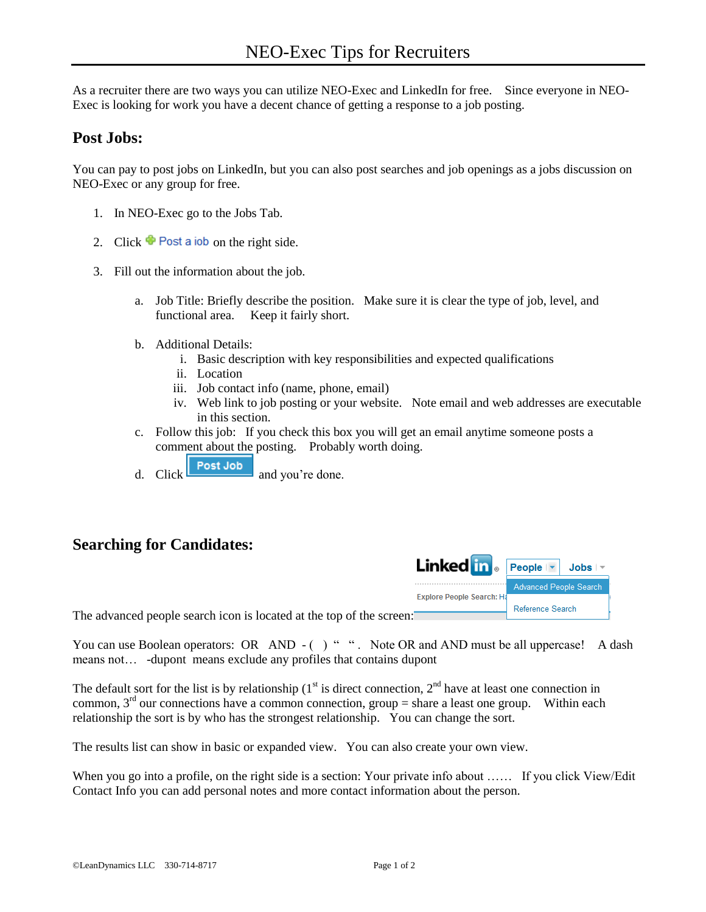# NEO-Exec Tips for Recruiters

As a recruiter there are two ways you can utilize NEO-Exec and LinkedIn for free. Since everyone in NEO-Exec is looking for work you have a decent chance of getting a response to a job posting.

## Post Jobs:

You can pay to post jobs on LinkedIn, but you can also post searches and job openings as a jobs discussion on NEO-Exec or any group for free.

1. In NEO-Exec go to the Jobs Tab.
2. Click Post a job on the right side.
3. Fill out the information about the job.
   a. Job Title: Briefly describe the position. Make sure it is clear the type of job, level, and functional area. Keep it fairly short.
   b. Additional Details:
      i. Basic description with key responsibilities and expected qualifications
      ii. Location
      iii. Job contact info (name, phone, email)
      iv. Web link to job posting or your website. Note email and web addresses are executable in this section.
   c. Follow this job: If you check this box you will get an email anytime someone posts a comment about the posting. Probably worth doing.
   d. Click Post Job and you're done.

## Searching for Candidates:

The advanced people search icon is located at the top of the screen: LinkedIn People ▾ Jobs ▾ — Advanced People Search / Reference Search

You can use Boolean operators: OR AND - ( ) " ". Note OR and AND must be all uppercase! A dash means not… -dupont means exclude any profiles that contains dupont

The default sort for the list is by relationship (1st is direct connection, 2nd have at least one connection in common, 3rd our connections have a common connection, group = share a least one group. Within each relationship the sort is by who has the strongest relationship. You can change the sort.

The results list can show in basic or expanded view. You can also create your own view.

When you go into a profile, on the right side is a section: Your private info about …… If you click View/Edit Contact Info you can add personal notes and more contact information about the person.

©LeanDynamics LLC 330-714-8717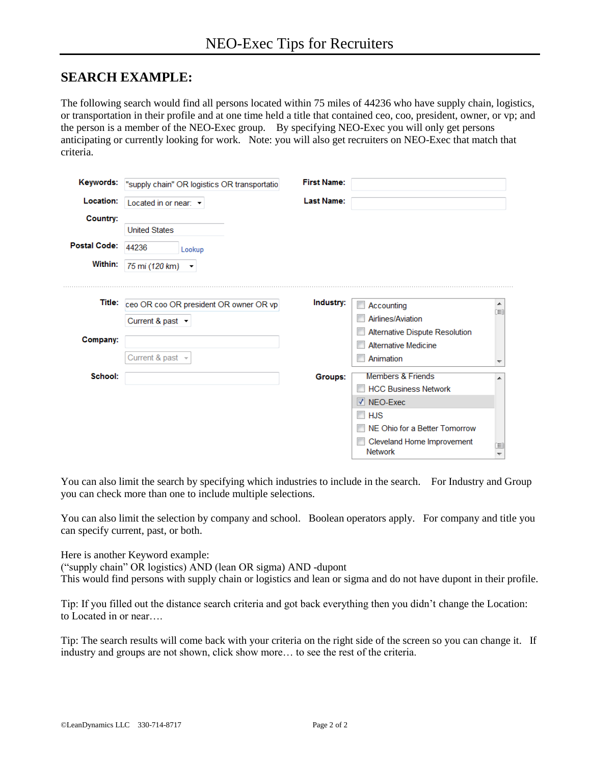# SEARCH EXAMPLE:

The following search would find all persons located within 75 miles of 44236 who have supply chain, logistics, or transportation in their profile and at one time held a title that contained ceo, coo, president, owner, or vp; and the person is a member of the NEO-Exec group. By specifying NEO-Exec you will only get persons anticipating or currently looking for work. Note: you will also get recruiters on NEO-Exec that match that criteria.

Keywords: "supply chain" OR logistics OR transportatio

Location: Located in or near:

Country: United States

Postal Code: 44236 Lookup

Within: 75 mi (120 km)

First Name:

Last Name:

Title: ceo OR coo OR president OR owner OR vp

Current & past

Company:

Current & past

School:

Industry:
- [ ] Accounting
- [ ] Airlines/Aviation
- [ ] Alternative Dispute Resolution
- [ ] Alternative Medicine
- [ ] Animation

Groups:
- Members & Friends
- [ ] HCC Business Network
- [x] NEO-Exec
- [ ] HJS
- [ ] NE Ohio for a Better Tomorrow
- [ ] Cleveland Home Improvement Network

You can also limit the search by specifying which industries to include in the search. For Industry and Group you can check more than one to include multiple selections.

You can also limit the selection by company and school. Boolean operators apply. For company and title you can specify current, past, or both.

Here is another Keyword example:
("supply chain" OR logistics) AND (lean OR sigma) AND -dupont
This would find persons with supply chain or logistics and lean or sigma and do not have dupont in their profile.

Tip: If you filled out the distance search criteria and got back everything then you didn't change the Location: to Located in or near….

Tip: The search results will come back with your criteria on the right side of the screen so you can change it. If industry and groups are not shown, click show more… to see the rest of the criteria.

©LeanDynamics LLC 330-714-8717